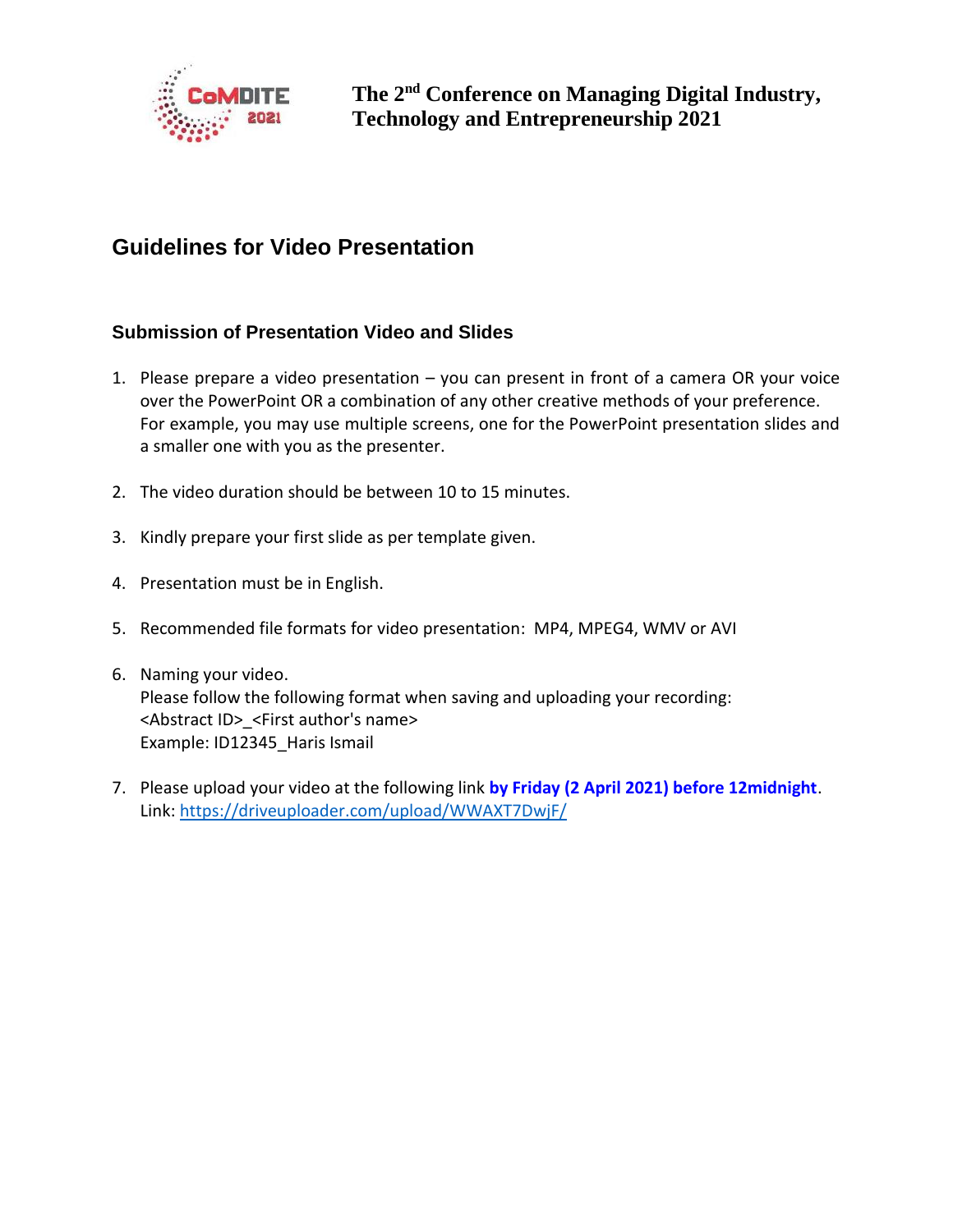# The 2nd Conference on Managing Digital Industry, Technology and Entrepreneurship 2021

## Guidelines for Video Presentation

### Submission of Presentation Video and Slides

1. Please prepare a video presentation – you can present in front of a camera OR your voice over the PowerPoint OR a combination of any other creative methods of your preference. For example, you may use multiple screens, one for the PowerPoint presentation slides and a smaller one with you as the presenter.

2. The video duration should be between 10 to 15 minutes.

3. Kindly prepare your first slide as per template given.

4. Presentation must be in English.

5. Recommended file formats for video presentation: MP4, MPEG4, WMV or AVI

6. Naming your video.
   Please follow the following format when saving and uploading your recording:
   <Abstract ID>_<First author's name>
   Example: ID12345_Haris Ismail

7. Please upload your video at the following link **by Friday (2 April 2021) before 12midnight**.
   Link: https://driveuploader.com/upload/WWAXT7DwjF/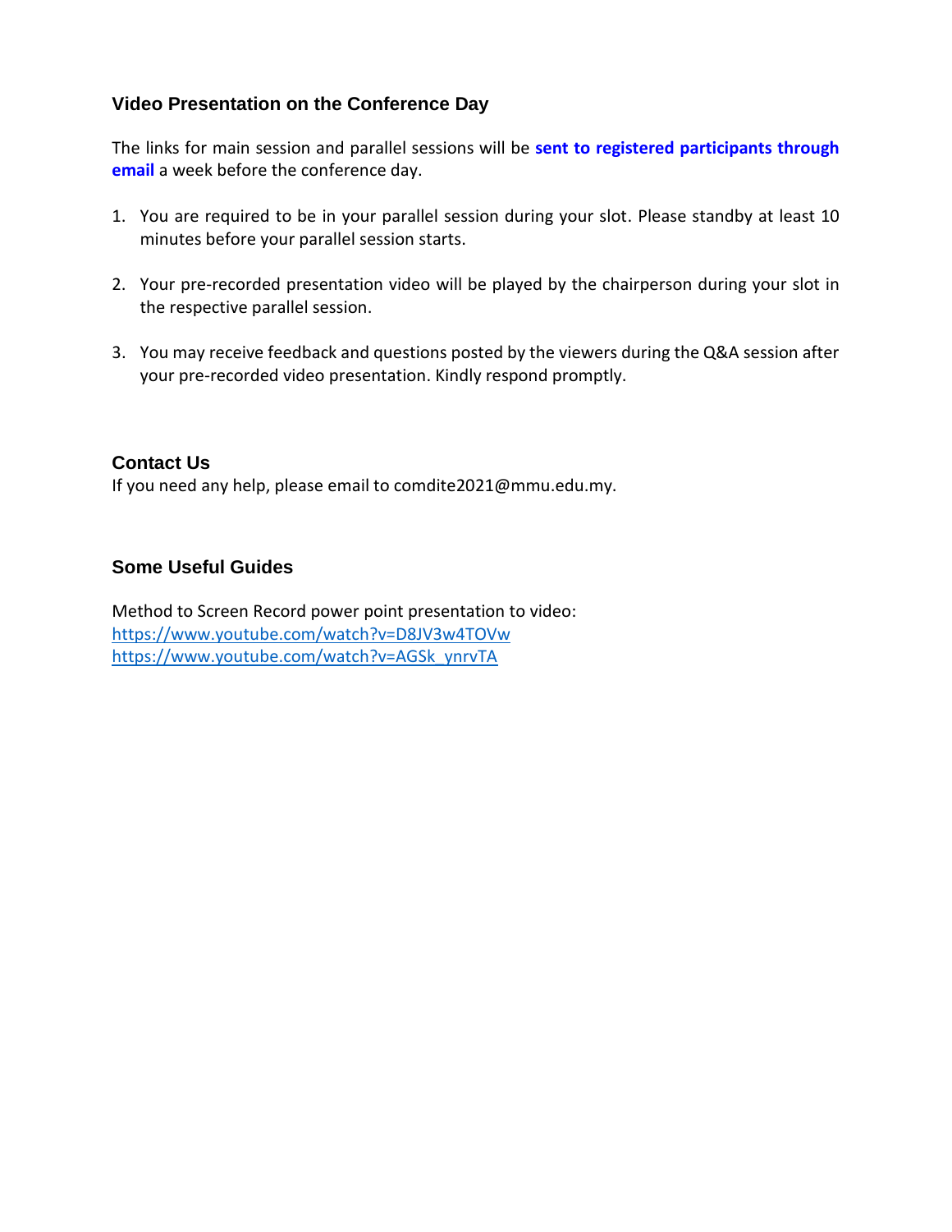### Video Presentation on the Conference Day

The links for main session and parallel sessions will be **sent to registered participants through email** a week before the conference day.

1. You are required to be in your parallel session during your slot. Please standby at least 10 minutes before your parallel session starts.

2. Your pre-recorded presentation video will be played by the chairperson during your slot in the respective parallel session.

3. You may receive feedback and questions posted by the viewers during the Q&A session after your pre-recorded video presentation. Kindly respond promptly.

### Contact Us

If you need any help, please email to comdite2021@mmu.edu.my.

### Some Useful Guides

Method to Screen Record power point presentation to video:
https://www.youtube.com/watch?v=D8JV3w4TOVw
https://www.youtube.com/watch?v=AGSk_ynrvTA